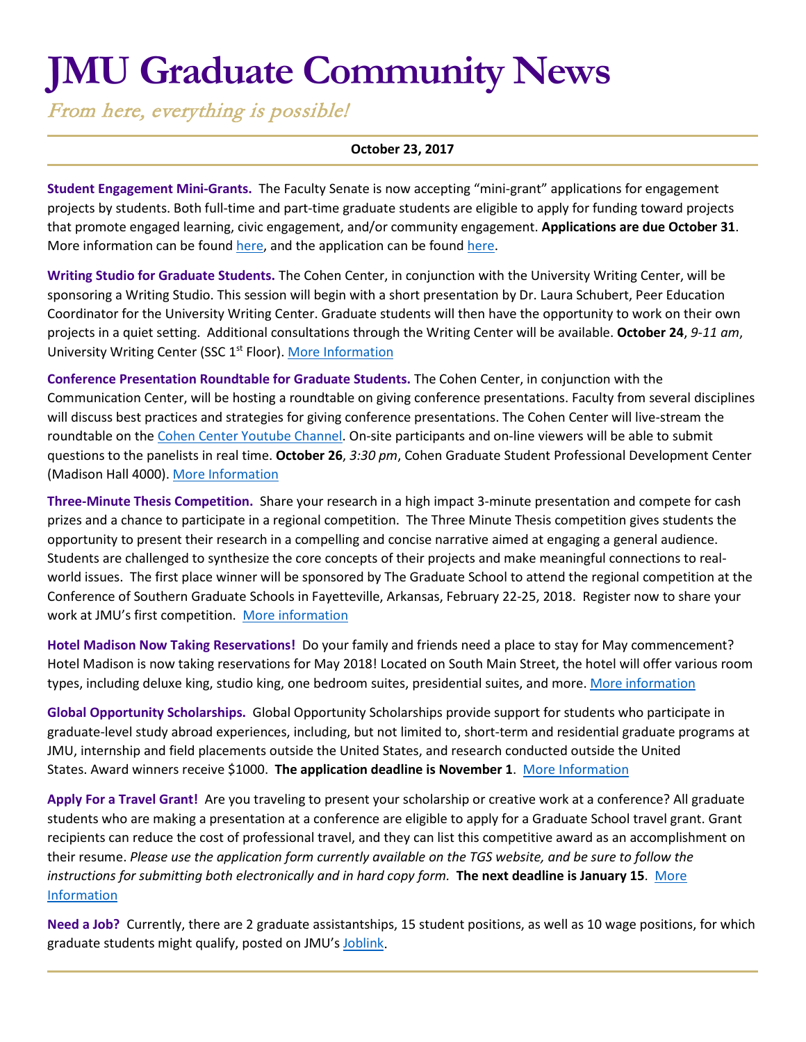# JMU Graduate Community News

*From here, everything is possible!*

**October 23, 2017**

**Student Engagement Mini-Grants.** The Faculty Senate is now accepting "mini-grant" applications for engagement projects by students. Both full-time and part-time graduate students are eligible to apply for funding toward projects that promote engaged learning, civic engagement, and/or community engagement. **Applications are due October 31**. More information can be found here, and the application can be found here.

**Writing Studio for Graduate Students.** The Cohen Center, in conjunction with the University Writing Center, will be sponsoring a Writing Studio. This session will begin with a short presentation by Dr. Laura Schubert, Peer Education Coordinator for the University Writing Center. Graduate students will then have the opportunity to work on their own projects in a quiet setting. Additional consultations through the Writing Center will be available. **October 24**, *9-11 am*, University Writing Center (SSC 1st Floor). More Information

**Conference Presentation Roundtable for Graduate Students.** The Cohen Center, in conjunction with the Communication Center, will be hosting a roundtable on giving conference presentations. Faculty from several disciplines will discuss best practices and strategies for giving conference presentations. The Cohen Center will live-stream the roundtable on the Cohen Center Youtube Channel. On-site participants and on-line viewers will be able to submit questions to the panelists in real time. **October 26**, *3:30 pm*, Cohen Graduate Student Professional Development Center (Madison Hall 4000). More Information

**Three-Minute Thesis Competition.** Share your research in a high impact 3-minute presentation and compete for cash prizes and a chance to participate in a regional competition. The Three Minute Thesis competition gives students the opportunity to present their research in a compelling and concise narrative aimed at engaging a general audience. Students are challenged to synthesize the core concepts of their projects and make meaningful connections to real-world issues. The first place winner will be sponsored by The Graduate School to attend the regional competition at the Conference of Southern Graduate Schools in Fayetteville, Arkansas, February 22-25, 2018. Register now to share your work at JMU's first competition. More information

**Hotel Madison Now Taking Reservations!** Do your family and friends need a place to stay for May commencement? Hotel Madison is now taking reservations for May 2018! Located on South Main Street, the hotel will offer various room types, including deluxe king, studio king, one bedroom suites, presidential suites, and more. More information

**Global Opportunity Scholarships.** Global Opportunity Scholarships provide support for students who participate in graduate-level study abroad experiences, including, but not limited to, short-term and residential graduate programs at JMU, internship and field placements outside the United States, and research conducted outside the United States. Award winners receive $1000. **The application deadline is November 1**. More Information

**Apply For a Travel Grant!** Are you traveling to present your scholarship or creative work at a conference? All graduate students who are making a presentation at a conference are eligible to apply for a Graduate School travel grant. Grant recipients can reduce the cost of professional travel, and they can list this competitive award as an accomplishment on their resume. *Please use the application form currently available on the TGS website, and be sure to follow the instructions for submitting both electronically and in hard copy form.* **The next deadline is January 15**. More Information

**Need a Job?** Currently, there are 2 graduate assistantships, 15 student positions, as well as 10 wage positions, for which graduate students might qualify, posted on JMU's Joblink.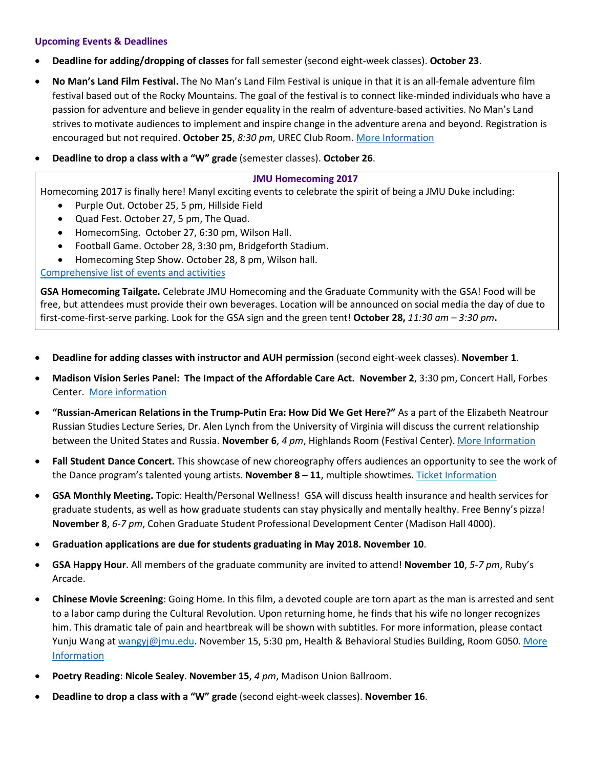### Upcoming Events & Deadlines

- **Deadline for adding/dropping of classes** for fall semester (second eight-week classes). **October 23**.
- **No Man's Land Film Festival.** The No Man's Land Film Festival is unique in that it is an all-female adventure film festival based out of the Rocky Mountains. The goal of the festival is to connect like-minded individuals who have a passion for adventure and believe in gender equality in the realm of adventure-based activities. No Man's Land strives to motivate audiences to implement and inspire change in the adventure arena and beyond. Registration is encouraged but not required. **October 25**, *8:30 pm*, UREC Club Room. More Information
- **Deadline to drop a class with a "W" grade** (semester classes). **October 26**.

**JMU Homecoming 2017**

Homecoming 2017 is finally here! Manyl exciting events to celebrate the spirit of being a JMU Duke including:

- Purple Out. October 25, 5 pm, Hillside Field
- Quad Fest. October 27, 5 pm, The Quad.
- HomecomSing. October 27, 6:30 pm, Wilson Hall.
- Football Game. October 28, 3:30 pm, Bridgeforth Stadium.
- Homecoming Step Show. October 28, 8 pm, Wilson hall.

Comprehensive list of events and activities

**GSA Homecoming Tailgate.** Celebrate JMU Homecoming and the Graduate Community with the GSA! Food will be free, but attendees must provide their own beverages. Location will be announced on social media the day of due to first-come-first-serve parking. Look for the GSA sign and the green tent! **October 28,** *11:30 am – 3:30 pm***.**

- **Deadline for adding classes with instructor and AUH permission** (second eight-week classes). **November 1**.
- **Madison Vision Series Panel: The Impact of the Affordable Care Act. November 2**, 3:30 pm, Concert Hall, Forbes Center. More information
- **"Russian-American Relations in the Trump-Putin Era: How Did We Get Here?"** As a part of the Elizabeth Neatrour Russian Studies Lecture Series, Dr. Alen Lynch from the University of Virginia will discuss the current relationship between the United States and Russia. **November 6**, *4 pm*, Highlands Room (Festival Center). More Information
- **Fall Student Dance Concert.** This showcase of new choreography offers audiences an opportunity to see the work of the Dance program's talented young artists. **November 8 – 11**, multiple showtimes. Ticket Information
- **GSA Monthly Meeting.** Topic: Health/Personal Wellness! GSA will discuss health insurance and health services for graduate students, as well as how graduate students can stay physically and mentally healthy. Free Benny's pizza! **November 8**, *6-7 pm*, Cohen Graduate Student Professional Development Center (Madison Hall 4000).
- **Graduation applications are due for students graduating in May 2018. November 10**.
- **GSA Happy Hour**. All members of the graduate community are invited to attend! **November 10**, *5-7 pm*, Ruby's Arcade.
- **Chinese Movie Screening**: Going Home. In this film, a devoted couple are torn apart as the man is arrested and sent to a labor camp during the Cultural Revolution. Upon returning home, he finds that his wife no longer recognizes him. This dramatic tale of pain and heartbreak will be shown with subtitles. For more information, please contact Yunju Wang at wangyj@jmu.edu. November 15, 5:30 pm, Health & Behavioral Studies Building, Room G050. More Information
- **Poetry Reading**: **Nicole Sealey**. **November 15**, *4 pm*, Madison Union Ballroom.
- **Deadline to drop a class with a "W" grade** (second eight-week classes). **November 16**.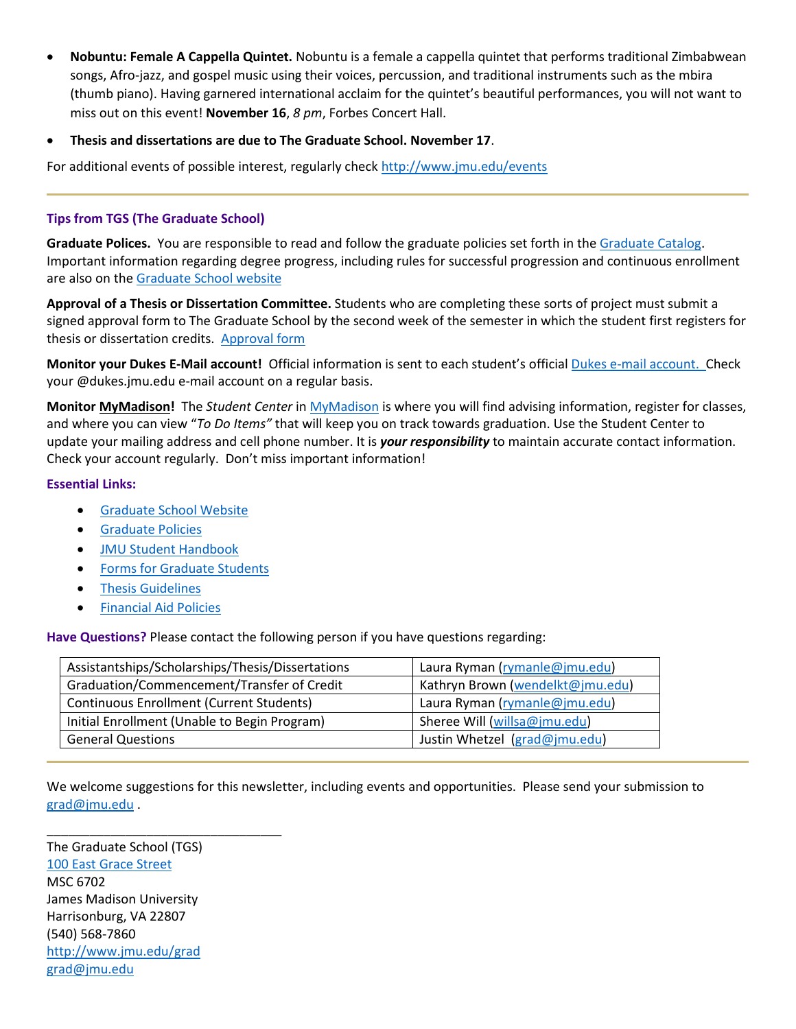- **Nobuntu: Female A Cappella Quintet.** Nobuntu is a female a cappella quintet that performs traditional Zimbabwean songs, Afro-jazz, and gospel music using their voices, percussion, and traditional instruments such as the mbira (thumb piano). Having garnered international acclaim for the quintet's beautiful performances, you will not want to miss out on this event! **November 16**, *8 pm*, Forbes Concert Hall.

- **Thesis and dissertations are due to The Graduate School. November 17**.

For additional events of possible interest, regularly check http://www.jmu.edu/events

---

### Tips from TGS (The Graduate School)

**Graduate Polices.** You are responsible to read and follow the graduate policies set forth in the Graduate Catalog. Important information regarding degree progress, including rules for successful progression and continuous enrollment are also on the Graduate School website

**Approval of a Thesis or Dissertation Committee.** Students who are completing these sorts of project must submit a signed approval form to The Graduate School by the second week of the semester in which the student first registers for thesis or dissertation credits. Approval form

**Monitor your Dukes E-Mail account!** Official information is sent to each student's official Dukes e-mail account. Check your @dukes.jmu.edu e-mail account on a regular basis.

**Monitor MyMadison!** The *Student Center* in MyMadison is where you will find advising information, register for classes, and where you can view "*To Do Items"* that will keep you on track towards graduation. Use the Student Center to update your mailing address and cell phone number. It is ***your responsibility*** to maintain accurate contact information. Check your account regularly. Don't miss important information!

**Essential Links:**

- Graduate School Website
- Graduate Policies
- JMU Student Handbook
- Forms for Graduate Students
- Thesis Guidelines
- Financial Aid Policies

**Have Questions?** Please contact the following person if you have questions regarding:

| Topic | Contact |
|---|---|
| Assistantships/Scholarships/Thesis/Dissertations | Laura Ryman (rymanle@jmu.edu) |
| Graduation/Commencement/Transfer of Credit | Kathryn Brown (wendelkt@jmu.edu) |
| Continuous Enrollment (Current Students) | Laura Ryman (rymanle@jmu.edu) |
| Initial Enrollment (Unable to Begin Program) | Sheree Will (willsa@jmu.edu) |
| General Questions | Justin Whetzel (grad@jmu.edu) |

---

We welcome suggestions for this newsletter, including events and opportunities. Please send your submission to grad@jmu.edu .

________________________________

The Graduate School (TGS)
100 East Grace Street
MSC 6702
James Madison University
Harrisonburg, VA 22807
(540) 568-7860
http://www.jmu.edu/grad
grad@jmu.edu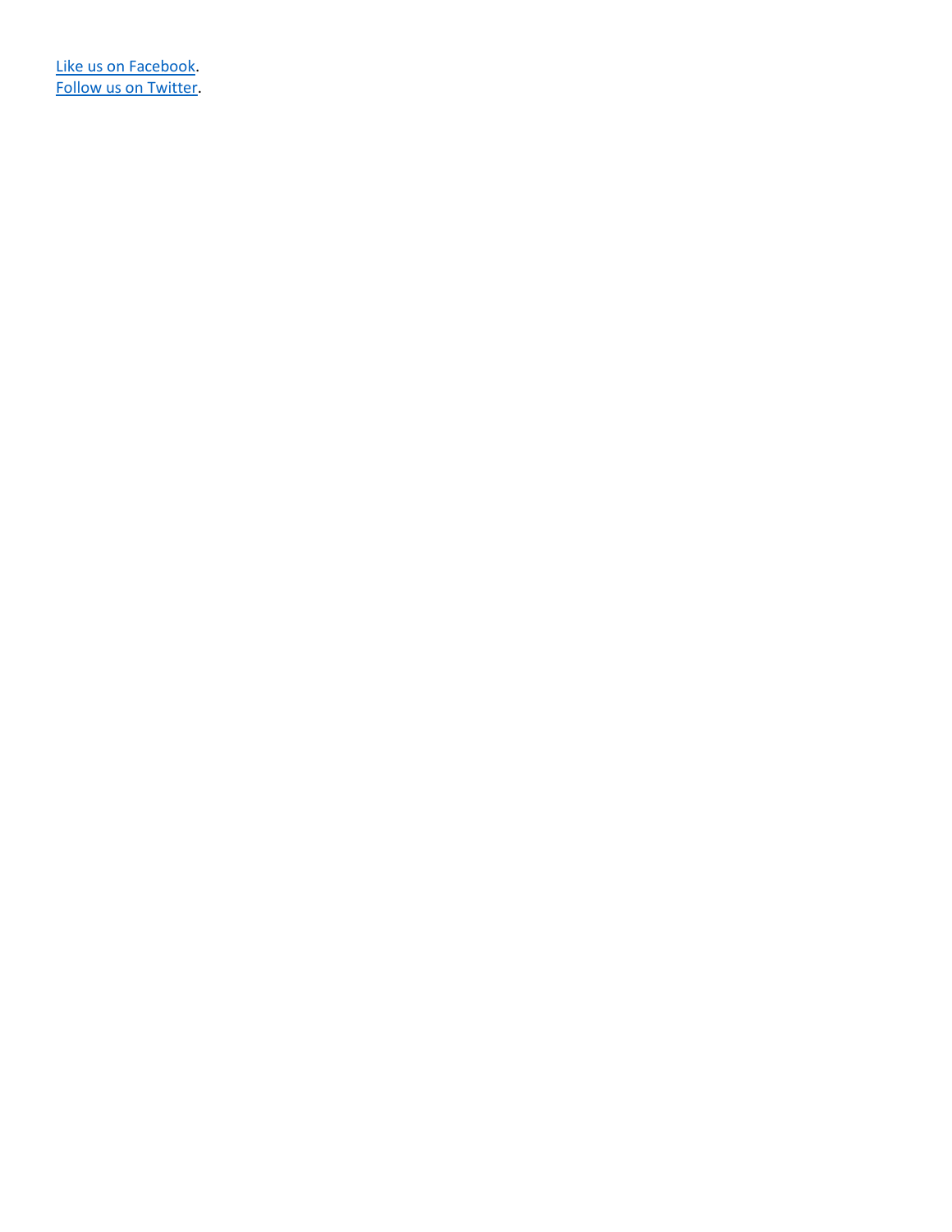Like us on Facebook.
Follow us on Twitter.